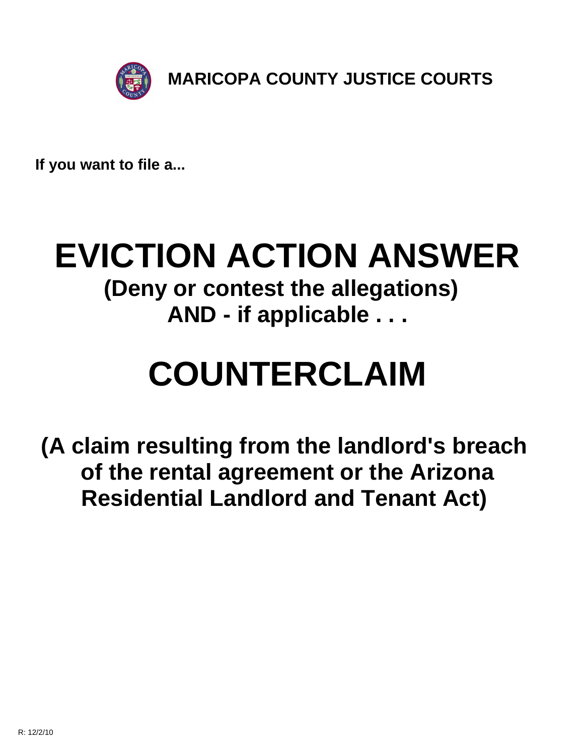**MARICOPA COUNTY JUSTICE COURTS**

**If you want to file a...**

# EVICTION ACTION ANSWER

## (Deny or contest the allegations)

## AND - if applicable . . .

# COUNTERCLAIM

## (A claim resulting from the landlord's breach of the rental agreement or the Arizona Residential Landlord and Tenant Act)

R: 12/2/10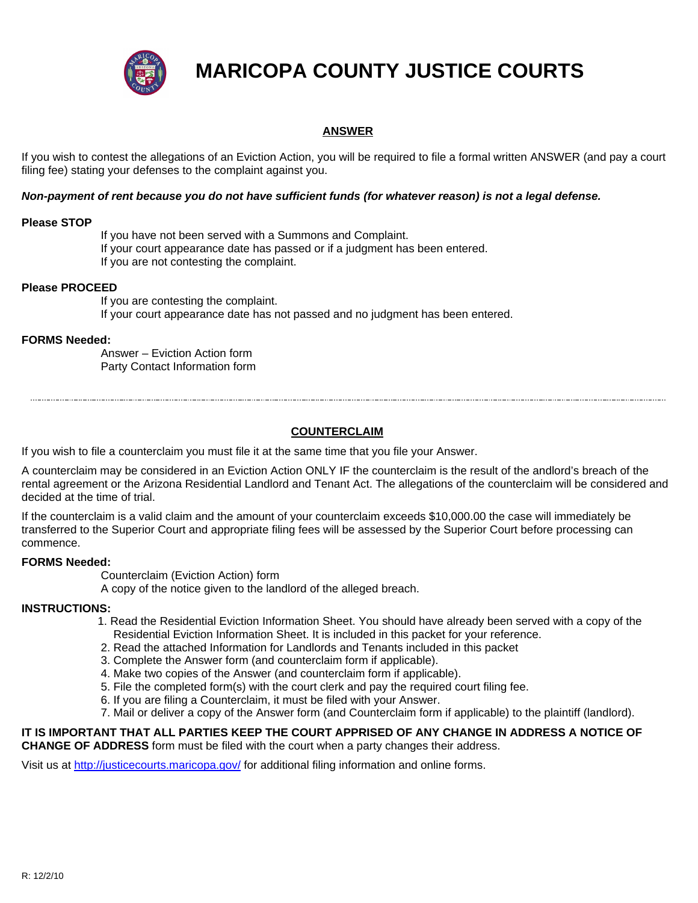# MARICOPA COUNTY JUSTICE COURTS

## ANSWER

If you wish to contest the allegations of an Eviction Action, you will be required to file a formal written ANSWER (and pay a court filing fee) stating your defenses to the complaint against you.

***Non-payment of rent because you do not have sufficient funds (for whatever reason) is not a legal defense.***

**Please STOP**

If you have not been served with a Summons and Complaint.
If your court appearance date has passed or if a judgment has been entered.
If you are not contesting the complaint.

**Please PROCEED**

If you are contesting the complaint.
If your court appearance date has not passed and no judgment has been entered.

**FORMS Needed:**

Answer – Eviction Action form
Party Contact Information form

---

## COUNTERCLAIM

If you wish to file a counterclaim you must file it at the same time that you file your Answer.

A counterclaim may be considered in an Eviction Action ONLY IF the counterclaim is the result of the andlord's breach of the rental agreement or the Arizona Residential Landlord and Tenant Act. The allegations of the counterclaim will be considered and decided at the time of trial.

If the counterclaim is a valid claim and the amount of your counterclaim exceeds $10,000.00 the case will immediately be transferred to the Superior Court and appropriate filing fees will be assessed by the Superior Court before processing can commence.

**FORMS Needed:**

Counterclaim (Eviction Action) form
A copy of the notice given to the landlord of the alleged breach.

**INSTRUCTIONS:**

1. Read the Residential Eviction Information Sheet. You should have already been served with a copy of the Residential Eviction Information Sheet. It is included in this packet for your reference.
2. Read the attached Information for Landlords and Tenants included in this packet
3. Complete the Answer form (and counterclaim form if applicable).
4. Make two copies of the Answer (and counterclaim form if applicable).
5. File the completed form(s) with the court clerk and pay the required court filing fee.
6. If you are filing a Counterclaim, it must be filed with your Answer.
7. Mail or deliver a copy of the Answer form (and Counterclaim form if applicable) to the plaintiff (landlord).

**IT IS IMPORTANT THAT ALL PARTIES KEEP THE COURT APPRISED OF ANY CHANGE IN ADDRESS A NOTICE OF CHANGE OF ADDRESS** form must be filed with the court when a party changes their address.

Visit us at http://justicecourts.maricopa.gov/ for additional filing information and online forms.

R: 12/2/10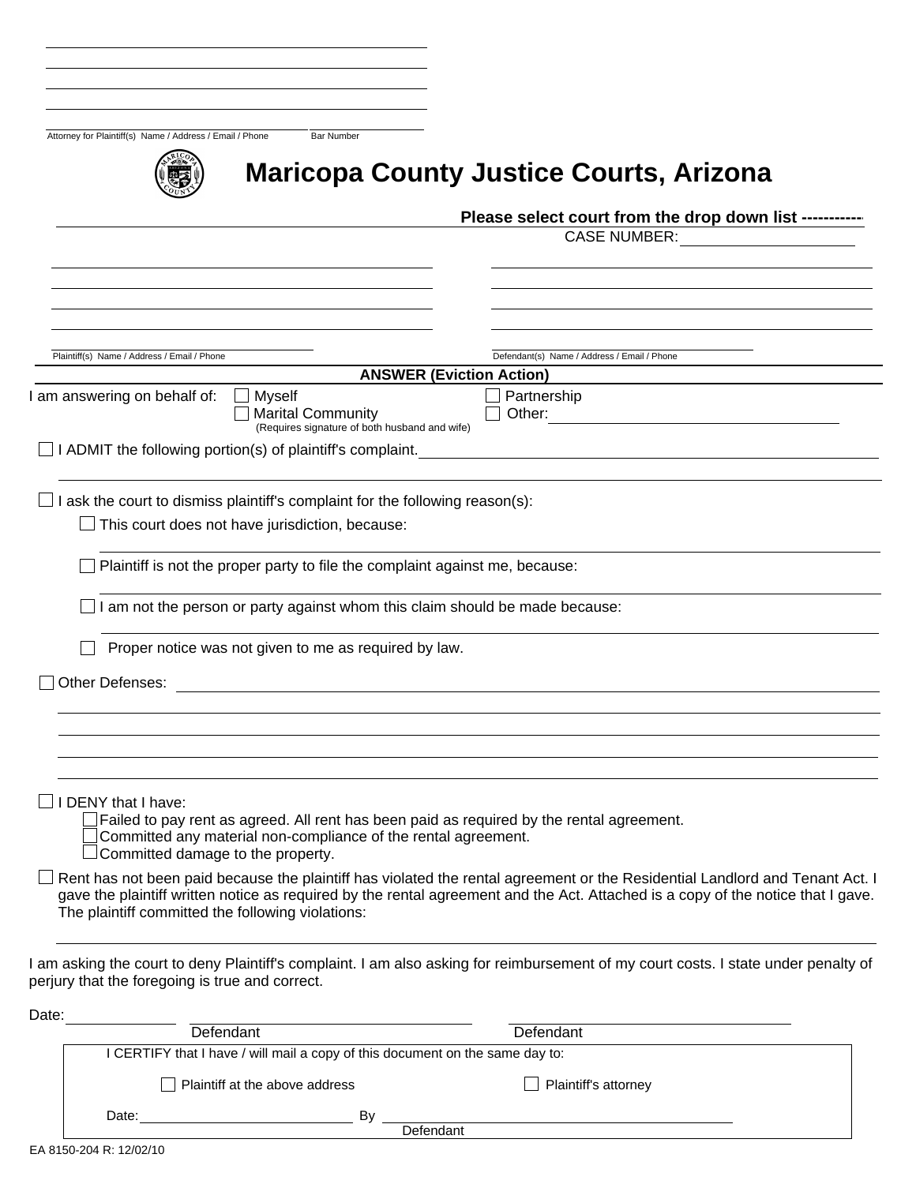Attorney for Plaintiff(s) Name / Address / Email / Phone &nbsp;&nbsp;&nbsp; Bar Number

# Maricopa County Justice Courts, Arizona

**Please select court from the drop down list -----------**

CASE NUMBER: ____________________

Plaintiff(s) Name / Address / Email / Phone

Defendant(s) Name / Address / Email / Phone

## ANSWER (Eviction Action)

I am answering on behalf of:
- ☐ Myself
- ☐ Marital Community (Requires signature of both husband and wife)
- ☐ Partnership
- ☐ Other: ____________________

☐ I ADMIT the following portion(s) of plaintiff's complaint. ____________________

☐ I ask the court to dismiss plaintiff's complaint for the following reason(s):

- ☐ This court does not have jurisdiction, because: ____________________
- ☐ Plaintiff is not the proper party to file the complaint against me, because: ____________________
- ☐ I am not the person or party against whom this claim should be made because: ____________________
- ☐ Proper notice was not given to me as required by law.

☐ Other Defenses: ____________________

☐ I DENY that I have:
- ☐ Failed to pay rent as agreed. All rent has been paid as required by the rental agreement.
- ☐ Committed any material non-compliance of the rental agreement.
- ☐ Committed damage to the property.

☐ Rent has not been paid because the plaintiff has violated the rental agreement or the Residential Landlord and Tenant Act. I gave the plaintiff written notice as required by the rental agreement and the Act. Attached is a copy of the notice that I gave. The plaintiff committed the following violations: ____________________

I am asking the court to deny Plaintiff's complaint. I am also asking for reimbursement of my court costs. I state under penalty of perjury that the foregoing is true and correct.

Date: ____________ &nbsp;&nbsp; ____________________ Defendant &nbsp;&nbsp; ____________________ Defendant

I CERTIFY that I have / will mail a copy of this document on the same day to:

☐ Plaintiff at the above address &nbsp;&nbsp;&nbsp; ☐ Plaintiff's attorney

Date: ____________ By ____________________ Defendant

EA 8150-204 R: 12/02/10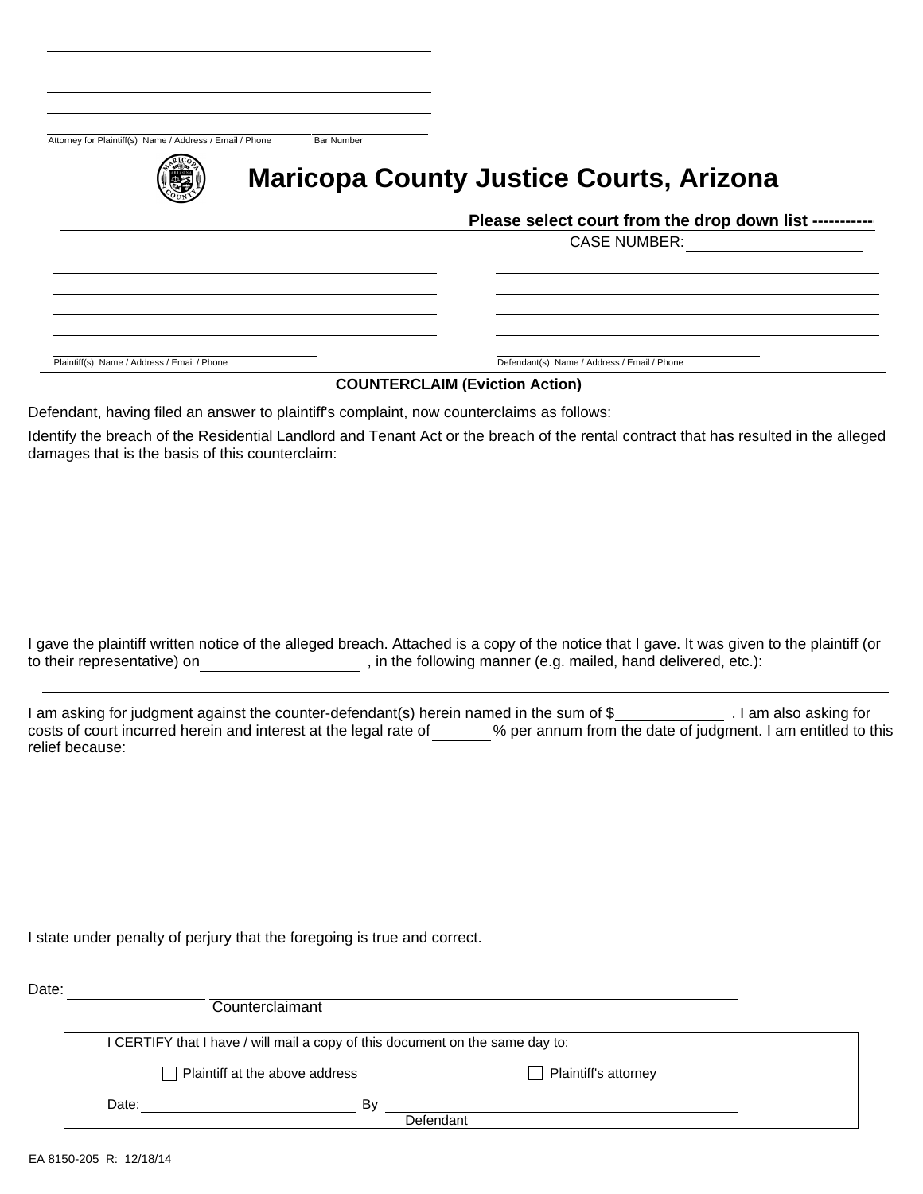Attorney for Plaintiff(s) Name / Address / Email / Phone

Bar Number

# Maricopa County Justice Courts, Arizona

**Please select court from the drop down list ------------**

CASE NUMBER:

Plaintiff(s) Name / Address / Email / Phone

Defendant(s) Name / Address / Email / Phone

## COUNTERCLAIM (Eviction Action)

Defendant, having filed an answer to plaintiff's complaint, now counterclaims as follows:

Identify the breach of the Residential Landlord and Tenant Act or the breach of the rental contract that has resulted in the alleged damages that is the basis of this counterclaim:

I gave the plaintiff written notice of the alleged breach. Attached is a copy of the notice that I gave. It was given to the plaintiff (or to their representative) on ____________________ , in the following manner (e.g. mailed, hand delivered, etc.):

I am asking for judgment against the counter-defendant(s) herein named in the sum of $____________ . I am also asking for costs of court incurred herein and interest at the legal rate of ______% per annum from the date of judgment. I am entitled to this relief because:

I state under penalty of perjury that the foregoing is true and correct.

Date: ________________ ________________________________________
Counterclaimant

I CERTIFY that I have / will mail a copy of this document on the same day to:

☐ Plaintiff at the above address ☐ Plaintiff's attorney

Date: ____________________ By ________________________________________
Defendant

EA 8150-205 R: 12/18/14